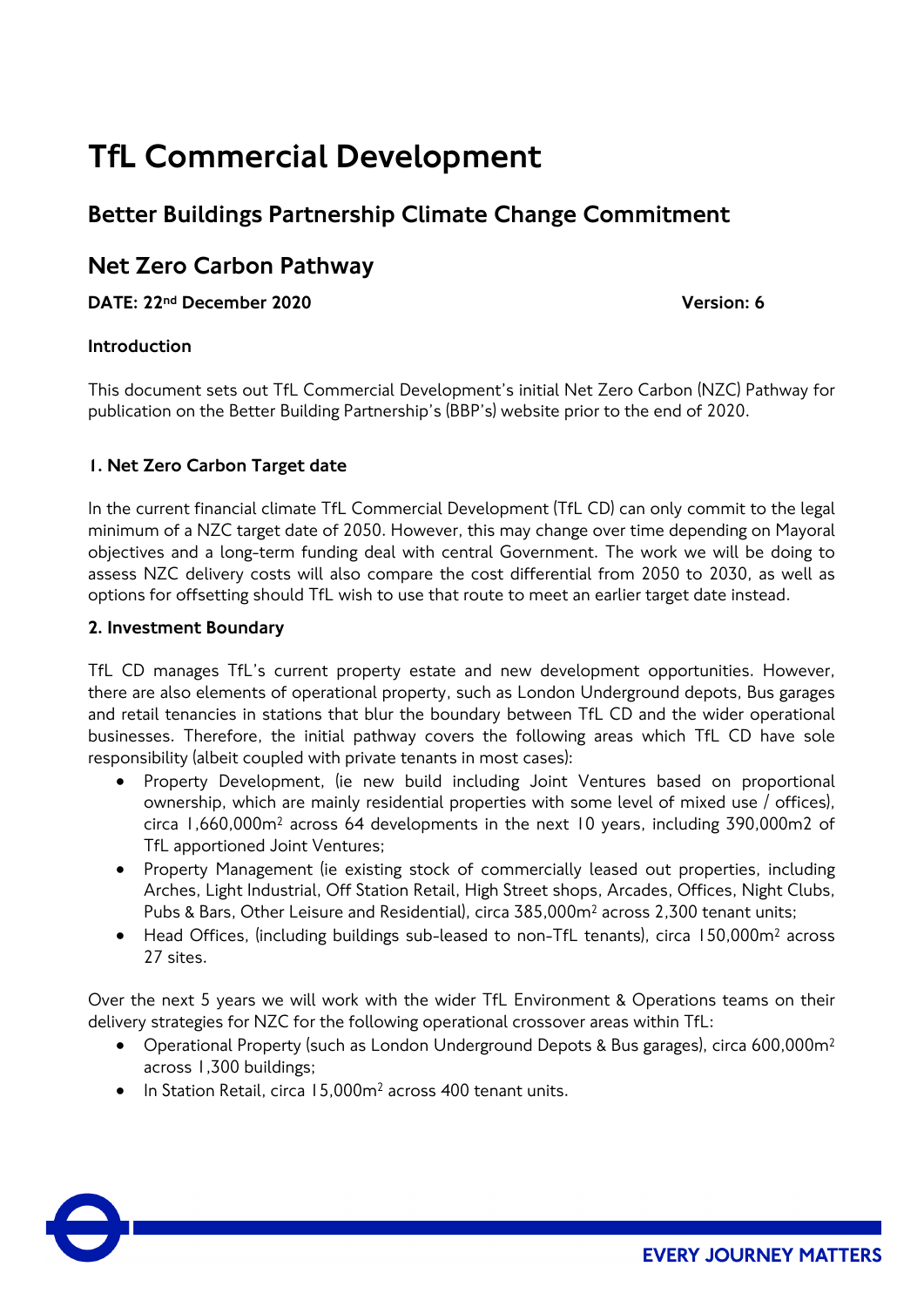# TfL Commercial Development

## Better Buildings Partnership Climate Change Commitment

## Net Zero Carbon Pathway

**DATE: 22nd December 2020** **Version: 6**

**Introduction**

This document sets out TfL Commercial Development's initial Net Zero Carbon (NZC) Pathway for publication on the Better Building Partnership's (BBP's) website prior to the end of 2020.

**1. Net Zero Carbon Target date**

In the current financial climate TfL Commercial Development (TfL CD) can only commit to the legal minimum of a NZC target date of 2050. However, this may change over time depending on Mayoral objectives and a long-term funding deal with central Government. The work we will be doing to assess NZC delivery costs will also compare the cost differential from 2050 to 2030, as well as options for offsetting should TfL wish to use that route to meet an earlier target date instead.

**2. Investment Boundary**

TfL CD manages TfL's current property estate and new development opportunities. However, there are also elements of operational property, such as London Underground depots, Bus garages and retail tenancies in stations that blur the boundary between TfL CD and the wider operational businesses. Therefore, the initial pathway covers the following areas which TfL CD have sole responsibility (albeit coupled with private tenants in most cases):

- Property Development, (ie new build including Joint Ventures based on proportional ownership, which are mainly residential properties with some level of mixed use / offices), circa 1,660,000m$^2$ across 64 developments in the next 10 years, including 390,000m2 of TfL apportioned Joint Ventures;
- Property Management (ie existing stock of commercially leased out properties, including Arches, Light Industrial, Off Station Retail, High Street shops, Arcades, Offices, Night Clubs, Pubs & Bars, Other Leisure and Residential), circa 385,000m$^2$ across 2,300 tenant units;
- Head Offices, (including buildings sub-leased to non-TfL tenants), circa 150,000m$^2$ across 27 sites.

Over the next 5 years we will work with the wider TfL Environment & Operations teams on their delivery strategies for NZC for the following operational crossover areas within TfL:

- Operational Property (such as London Underground Depots & Bus garages), circa 600,000m$^2$ across 1,300 buildings;
- In Station Retail, circa 15,000m$^2$ across 400 tenant units.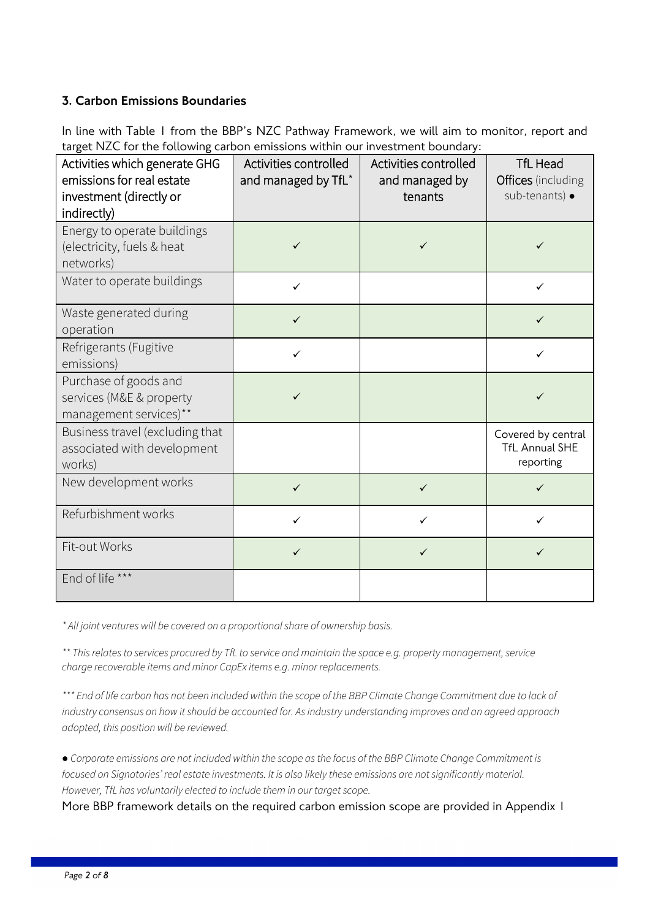### 3. Carbon Emissions Boundaries

In line with Table 1 from the BBP's NZC Pathway Framework, we will aim to monitor, report and target NZC for the following carbon emissions within our investment boundary:

| Activities which generate GHG emissions for real estate investment (directly or indirectly) | Activities controlled and managed by TfL* | Activities controlled and managed by tenants | TfL Head Offices (including sub-tenants) ● |
|---|---|---|---|
| Energy to operate buildings (electricity, fuels & heat networks) | ✓ | ✓ | ✓ |
| Water to operate buildings | ✓ | | ✓ |
| Waste generated during operation | ✓ | | ✓ |
| Refrigerants (Fugitive emissions) | ✓ | | ✓ |
| Purchase of goods and services (M&E & property management services)** | ✓ | | ✓ |
| Business travel (excluding that associated with development works) | | | Covered by central TfL Annual SHE reporting |
| New development works | ✓ | ✓ | ✓ |
| Refurbishment works | ✓ | ✓ | ✓ |
| Fit-out Works | ✓ | ✓ | ✓ |
| End of life *** | | | |

*\* All joint ventures will be covered on a proportional share of ownership basis.*

*\*\* This relates to services procured by TfL to service and maintain the space e.g. property management, service charge recoverable items and minor CapEx items e.g. minor replacements.*

*\*\*\* End of life carbon has not been included within the scope of the BBP Climate Change Commitment due to lack of industry consensus on how it should be accounted for. As industry understanding improves and an agreed approach adopted, this position will be reviewed.*

*● Corporate emissions are not included within the scope as the focus of the BBP Climate Change Commitment is focused on Signatories' real estate investments. It is also likely these emissions are not significantly material. However, TfL has voluntarily elected to include them in our target scope.*

More BBP framework details on the required carbon emission scope are provided in Appendix 1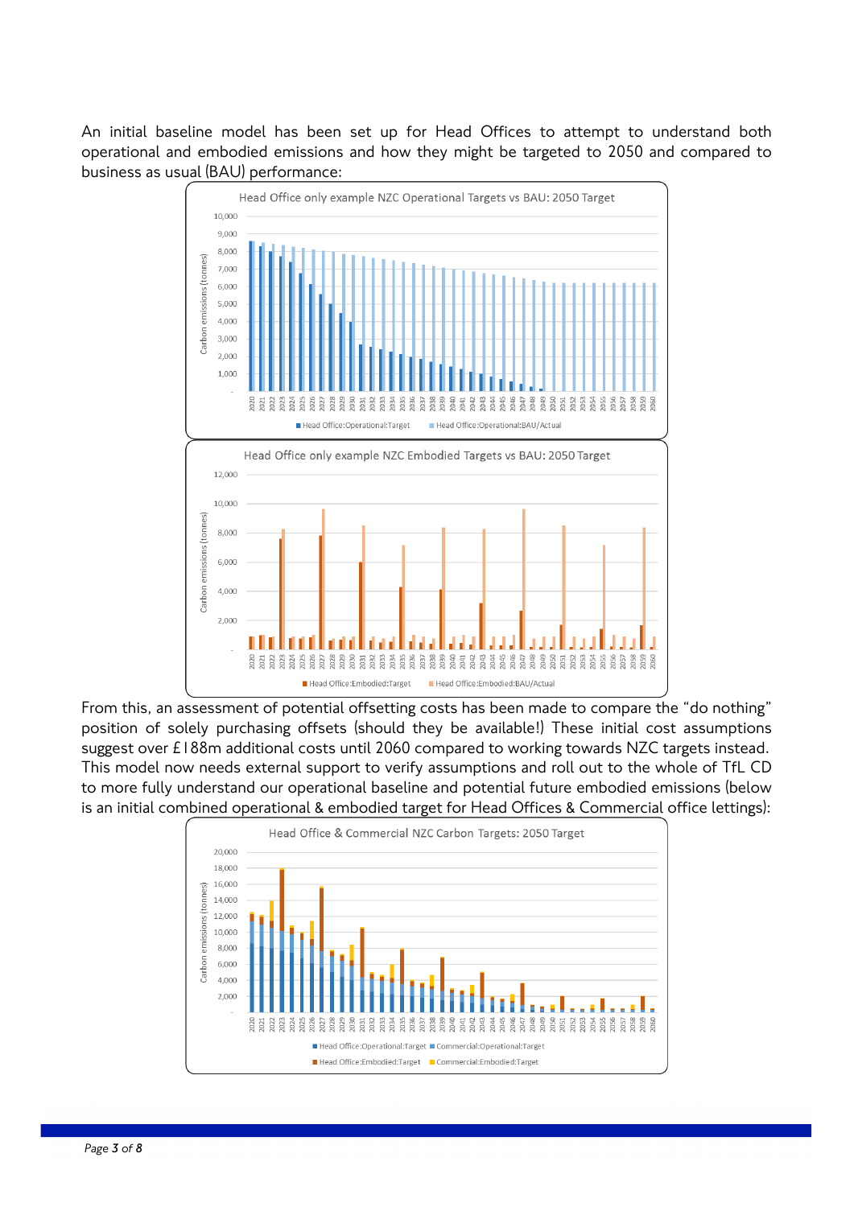An initial baseline model has been set up for Head Offices to attempt to understand both operational and embodied emissions and how they might be targeted to 2050 and compared to business as usual (BAU) performance:

From this, an assessment of potential offsetting costs has been made to compare the "do nothing" position of solely purchasing offsets (should they be available!) These initial cost assumptions suggest over £188m additional costs until 2060 compared to working towards NZC targets instead. This model now needs external support to verify assumptions and roll out to the whole of TfL CD to more fully understand our operational baseline and potential future embodied emissions (below is an initial combined operational & embodied target for Head Offices & Commercial office lettings):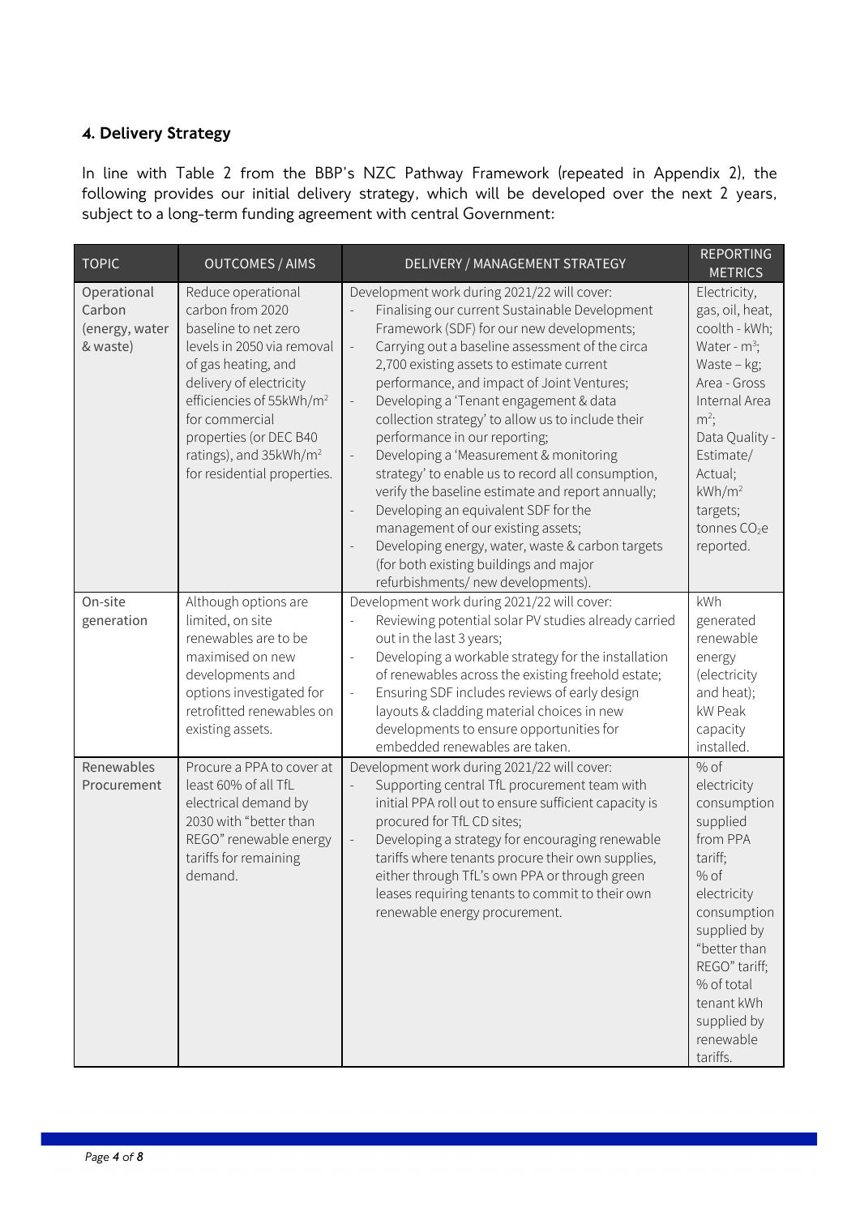## 4. Delivery Strategy

In line with Table 2 from the BBP's NZC Pathway Framework (repeated in Appendix 2), the following provides our initial delivery strategy, which will be developed over the next 2 years, subject to a long-term funding agreement with central Government:

| TOPIC | OUTCOMES / AIMS | DELIVERY / MANAGEMENT STRATEGY | REPORTING METRICS |
|---|---|---|---|
| Operational Carbon (energy, water & waste) | Reduce operational carbon from 2020 baseline to net zero levels in 2050 via removal of gas heating, and delivery of electricity efficiencies of 55kWh/m$^2$ for commercial properties (or DEC B40 ratings), and 35kWh/m$^2$ for residential properties. | Development work during 2021/22 will cover:<br>- Finalising our current Sustainable Development Framework (SDF) for our new developments;<br>- Carrying out a baseline assessment of the circa 2,700 existing assets to estimate current performance, and impact of Joint Ventures;<br>- Developing a 'Tenant engagement & data collection strategy' to allow us to include their performance in our reporting;<br>- Developing a 'Measurement & monitoring strategy' to enable us to record all consumption, verify the baseline estimate and report annually;<br>- Developing an equivalent SDF for the management of our existing assets;<br>- Developing energy, water, waste & carbon targets (for both existing buildings and major refurbishments/ new developments). | Electricity, gas, oil, heat, coolth - kWh; Water - m$^3$; Waste – kg; Area - Gross Internal Area m$^2$; Data Quality - Estimate/ Actual; kWh/m$^2$ targets; tonnes $CO_2e$ reported. |
| On-site generation | Although options are limited, on site renewables are to be maximised on new developments and options investigated for retrofitted renewables on existing assets. | Development work during 2021/22 will cover:<br>- Reviewing potential solar PV studies already carried out in the last 3 years;<br>- Developing a workable strategy for the installation of renewables across the existing freehold estate;<br>- Ensuring SDF includes reviews of early design layouts & cladding material choices in new developments to ensure opportunities for embedded renewables are taken. | kWh generated renewable energy (electricity and heat); kW Peak capacity installed. |
| Renewables Procurement | Procure a PPA to cover at least 60% of all TfL electrical demand by 2030 with "better than REGO" renewable energy tariffs for remaining demand. | Development work during 2021/22 will cover:<br>- Supporting central TfL procurement team with initial PPA roll out to ensure sufficient capacity is procured for TfL CD sites;<br>- Developing a strategy for encouraging renewable tariffs where tenants procure their own supplies, either through TfL's own PPA or through green leases requiring tenants to commit to their own renewable energy procurement. | % of electricity consumption supplied from PPA tariff; % of electricity consumption supplied by "better than REGO" tariff; % of total tenant kWh supplied by renewable tariffs. |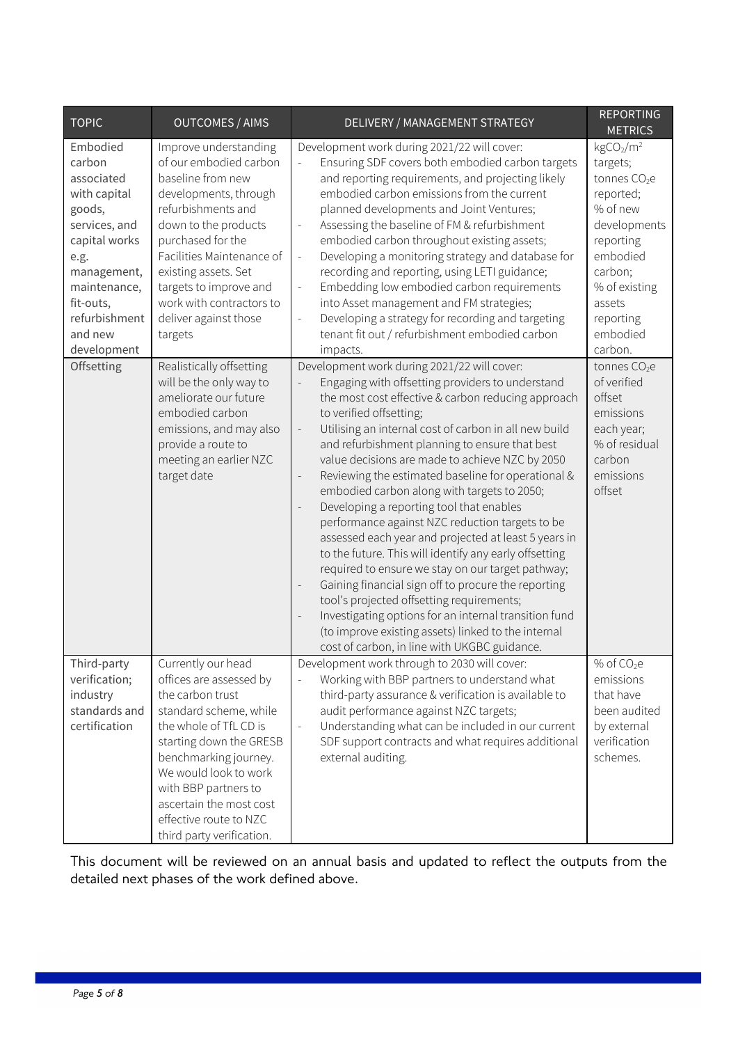| TOPIC | OUTCOMES / AIMS | DELIVERY / MANAGEMENT STRATEGY | REPORTING METRICS |
|---|---|---|---|
| Embodied carbon associated with capital goods, services, and capital works e.g. management, maintenance, fit-outs, refurbishment and new development | Improve understanding of our embodied carbon baseline from new developments, through refurbishments and down to the products purchased for the Facilities Maintenance of existing assets. Set targets to improve and work with contractors to deliver against those targets | Development work during 2021/22 will cover:<br>- Ensuring SDF covers both embodied carbon targets and reporting requirements, and projecting likely embodied carbon emissions from the current planned developments and Joint Ventures;<br>- Assessing the baseline of FM & refurbishment embodied carbon throughout existing assets;<br>- Developing a monitoring strategy and database for recording and reporting, using LETI guidance;<br>- Embedding low embodied carbon requirements into Asset management and FM strategies;<br>- Developing a strategy for recording and targeting tenant fit out / refurbishment embodied carbon impacts. | $kgCO_2/m^2$ targets; tonnes $CO_2e$ reported; % of new developments reporting embodied carbon; % of existing assets reporting embodied carbon. |
| Offsetting | Realistically offsetting will be the only way to ameliorate our future embodied carbon emissions, and may also provide a route to meeting an earlier NZC target date | Development work during 2021/22 will cover:<br>- Engaging with offsetting providers to understand the most cost effective & carbon reducing approach to verified offsetting;<br>- Utilising an internal cost of carbon in all new build and refurbishment planning to ensure that best value decisions are made to achieve NZC by 2050<br>- Reviewing the estimated baseline for operational & embodied carbon along with targets to 2050;<br>- Developing a reporting tool that enables performance against NZC reduction targets to be assessed each year and projected at least 5 years in to the future. This will identify any early offsetting required to ensure we stay on our target pathway;<br>- Gaining financial sign off to procure the reporting tool's projected offsetting requirements;<br>- Investigating options for an internal transition fund (to improve existing assets) linked to the internal cost of carbon, in line with UKGBC guidance. | tonnes $CO_2e$ of verified offset emissions each year; % of residual carbon emissions offset |
| Third-party verification; industry standards and certification | Currently our head offices are assessed by the carbon trust standard scheme, while the whole of TfL CD is starting down the GRESB benchmarking journey. We would look to work with BBP partners to ascertain the most cost effective route to NZC third party verification. | Development work through to 2030 will cover:<br>- Working with BBP partners to understand what third-party assurance & verification is available to audit performance against NZC targets;<br>- Understanding what can be included in our current SDF support contracts and what requires additional external auditing. | % of $CO_2e$ emissions that have been audited by external verification schemes. |

This document will be reviewed on an annual basis and updated to reflect the outputs from the detailed next phases of the work defined above.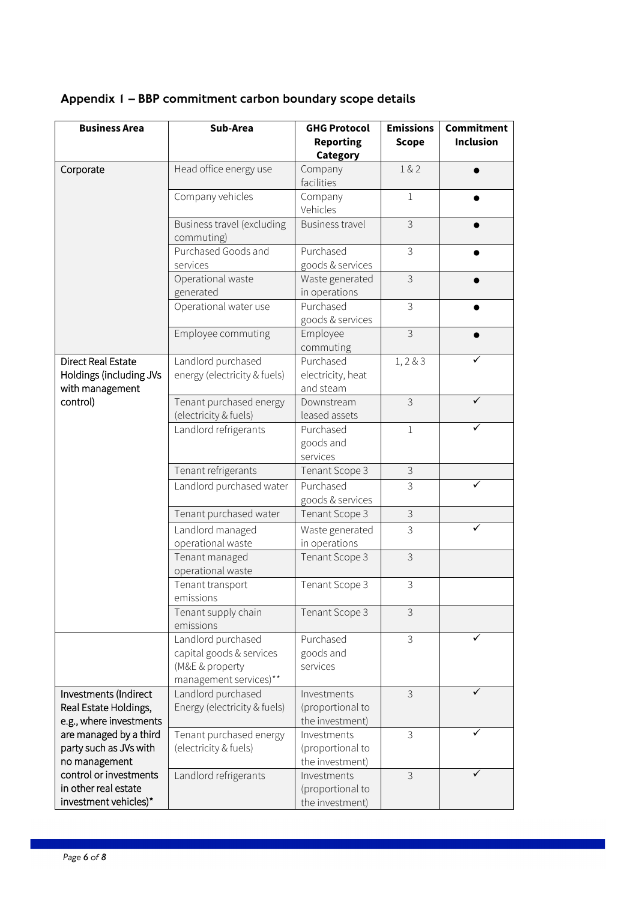## Appendix 1 – BBP commitment carbon boundary scope details

| Business Area | Sub-Area | GHG Protocol Reporting Category | Emissions Scope | Commitment Inclusion |
|---|---|---|---|---|
| Corporate | Head office energy use | Company facilities | 1 & 2 | ● |
| | Company vehicles | Company Vehicles | 1 | ● |
| | Business travel (excluding commuting) | Business travel | 3 | ● |
| | Purchased Goods and services | Purchased goods & services | 3 | ● |
| | Operational waste generated | Waste generated in operations | 3 | ● |
| | Operational water use | Purchased goods & services | 3 | ● |
| | Employee commuting | Employee commuting | 3 | ● |
| Direct Real Estate Holdings (including JVs with management control) | Landlord purchased energy (electricity & fuels) | Purchased electricity, heat and steam | 1, 2 & 3 | ✓ |
| | Tenant purchased energy (electricity & fuels) | Downstream leased assets | 3 | ✓ |
| | Landlord refrigerants | Purchased goods and services | 1 | ✓ |
| | Tenant refrigerants | Tenant Scope 3 | 3 | |
| | Landlord purchased water | Purchased goods & services | 3 | ✓ |
| | Tenant purchased water | Tenant Scope 3 | 3 | |
| | Landlord managed operational waste | Waste generated in operations | 3 | ✓ |
| | Tenant managed operational waste | Tenant Scope 3 | 3 | |
| | Tenant transport emissions | Tenant Scope 3 | 3 | |
| | Tenant supply chain emissions | Tenant Scope 3 | 3 | |
| | Landlord purchased capital goods & services (M&E & property management services)** | Purchased goods and services | 3 | ✓ |
| Investments (Indirect Real Estate Holdings, e.g., where investments are managed by a third party such as JVs with no management control or investments in other real estate investment vehicles)* | Landlord purchased Energy (electricity & fuels) | Investments (proportional to the investment) | 3 | ✓ |
| | Tenant purchased energy (electricity & fuels) | Investments (proportional to the investment) | 3 | ✓ |
| | Landlord refrigerants | Investments (proportional to the investment) | 3 | ✓ |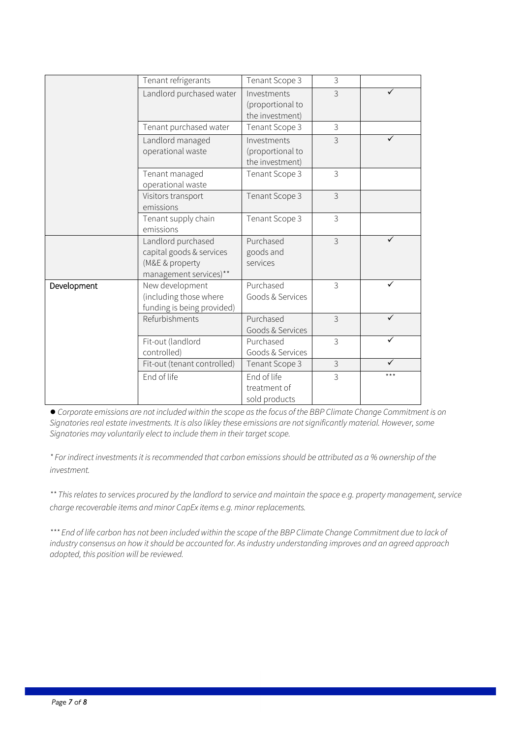| | | | | |
|---|---|---|---|---|
| | Tenant refrigerants | Tenant Scope 3 | 3 | |
| | Landlord purchased water | Investments (proportional to the investment) | 3 | ✓ |
| | Tenant purchased water | Tenant Scope 3 | 3 | |
| | Landlord managed operational waste | Investments (proportional to the investment) | 3 | ✓ |
| | Tenant managed operational waste | Tenant Scope 3 | 3 | |
| | Visitors transport emissions | Tenant Scope 3 | 3 | |
| | Tenant supply chain emissions | Tenant Scope 3 | 3 | |
| | Landlord purchased capital goods & services (M&E & property management services)** | Purchased goods and services | 3 | ✓ |
| Development | New development (including those where funding is being provided) | Purchased Goods & Services | 3 | ✓ |
| | Refurbishments | Purchased Goods & Services | 3 | ✓ |
| | Fit-out (landlord controlled) | Purchased Goods & Services | 3 | ✓ |
| | Fit-out (tenant controlled) | Tenant Scope 3 | 3 | ✓ |
| | End of life | End of life treatment of sold products | 3 | *** |

● *Corporate emissions are not included within the scope as the focus of the BBP Climate Change Commitment is on Signatories real estate investments. It is also likley these emissions are not significantly material. However, some Signatories may voluntarily elect to include them in their target scope.*

*\* For indirect investments it is recommended that carbon emissions should be attributed as a % ownership of the investment.*

*\*\* This relates to services procured by the landlord to service and maintain the space e.g. property management, service charge recoverable items and minor CapEx items e.g. minor replacements.*

*\*\*\* End of life carbon has not been included within the scope of the BBP Climate Change Commitment due to lack of industry consensus on how it should be accounted for. As industry understanding improves and an agreed approach adopted, this position will be reviewed.*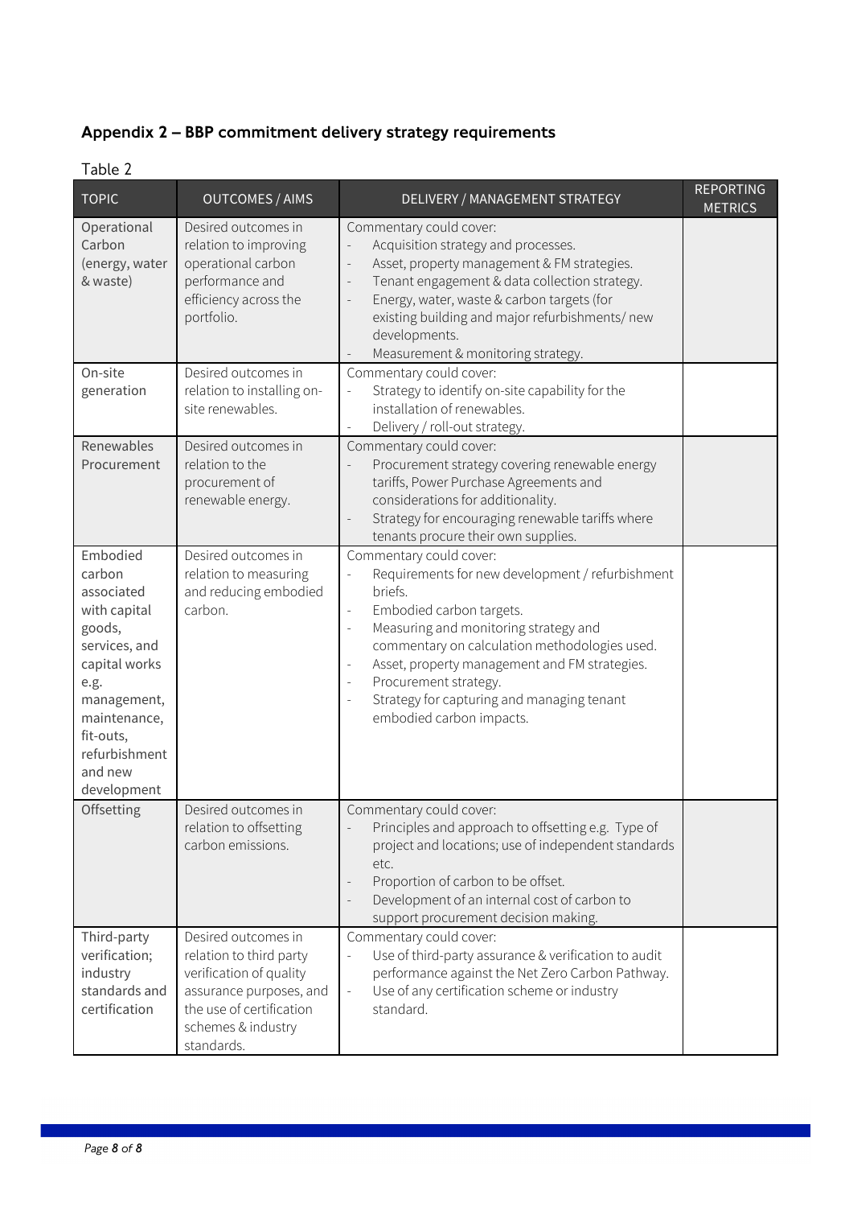## Appendix 2 – BBP commitment delivery strategy requirements

Table 2

| TOPIC | OUTCOMES / AIMS | DELIVERY / MANAGEMENT STRATEGY | REPORTING METRICS |
|---|---|---|---|
| Operational Carbon (energy, water & waste) | Desired outcomes in relation to improving operational carbon performance and efficiency across the portfolio. | Commentary could cover:<br>- Acquisition strategy and processes.<br>- Asset, property management & FM strategies.<br>- Tenant engagement & data collection strategy.<br>- Energy, water, waste & carbon targets (for existing building and major refurbishments/ new developments.<br>- Measurement & monitoring strategy. | |
| On-site generation | Desired outcomes in relation to installing on-site renewables. | Commentary could cover:<br>- Strategy to identify on-site capability for the installation of renewables.<br>- Delivery / roll-out strategy. | |
| Renewables Procurement | Desired outcomes in relation to the procurement of renewable energy. | Commentary could cover:<br>- Procurement strategy covering renewable energy tariffs, Power Purchase Agreements and considerations for additionality.<br>- Strategy for encouraging renewable tariffs where tenants procure their own supplies. | |
| Embodied carbon associated with capital goods, services, and capital works e.g. management, maintenance, fit-outs, refurbishment and new development | Desired outcomes in relation to measuring and reducing embodied carbon. | Commentary could cover:<br>- Requirements for new development / refurbishment briefs.<br>- Embodied carbon targets.<br>- Measuring and monitoring strategy and commentary on calculation methodologies used.<br>- Asset, property management and FM strategies.<br>- Procurement strategy.<br>- Strategy for capturing and managing tenant embodied carbon impacts. | |
| Offsetting | Desired outcomes in relation to offsetting carbon emissions. | Commentary could cover:<br>- Principles and approach to offsetting e.g. Type of project and locations; use of independent standards etc.<br>- Proportion of carbon to be offset.<br>- Development of an internal cost of carbon to support procurement decision making. | |
| Third-party verification; industry standards and certification | Desired outcomes in relation to third party verification of quality assurance purposes, and the use of certification schemes & industry standards. | Commentary could cover:<br>- Use of third-party assurance & verification to audit performance against the Net Zero Carbon Pathway.<br>- Use of any certification scheme or industry standard. | |